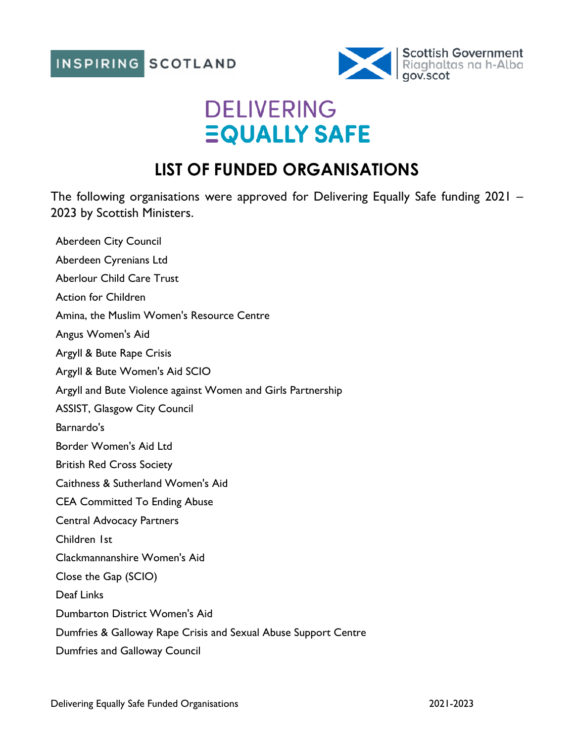INSPIRING SCOTLAND

Scottish Government
Riaghaltas na h-Alba
gov.scot

# DELIVERING EQUALLY SAFE

## LIST OF FUNDED ORGANISATIONS

The following organisations were approved for Delivering Equally Safe funding 2021 – 2023 by Scottish Ministers.

Aberdeen City Council

Aberdeen Cyrenians Ltd

Aberlour Child Care Trust

Action for Children

Amina, the Muslim Women's Resource Centre

Angus Women's Aid

Argyll & Bute Rape Crisis

Argyll & Bute Women's Aid SCIO

Argyll and Bute Violence against Women and Girls Partnership

ASSIST, Glasgow City Council

Barnardo's

Border Women's Aid Ltd

British Red Cross Society

Caithness & Sutherland Women's Aid

CEA Committed To Ending Abuse

Central Advocacy Partners

Children 1st

Clackmannanshire Women's Aid

Close the Gap (SCIO)

Deaf Links

Dumbarton District Women's Aid

Dumfries & Galloway Rape Crisis and Sexual Abuse Support Centre

Dumfries and Galloway Council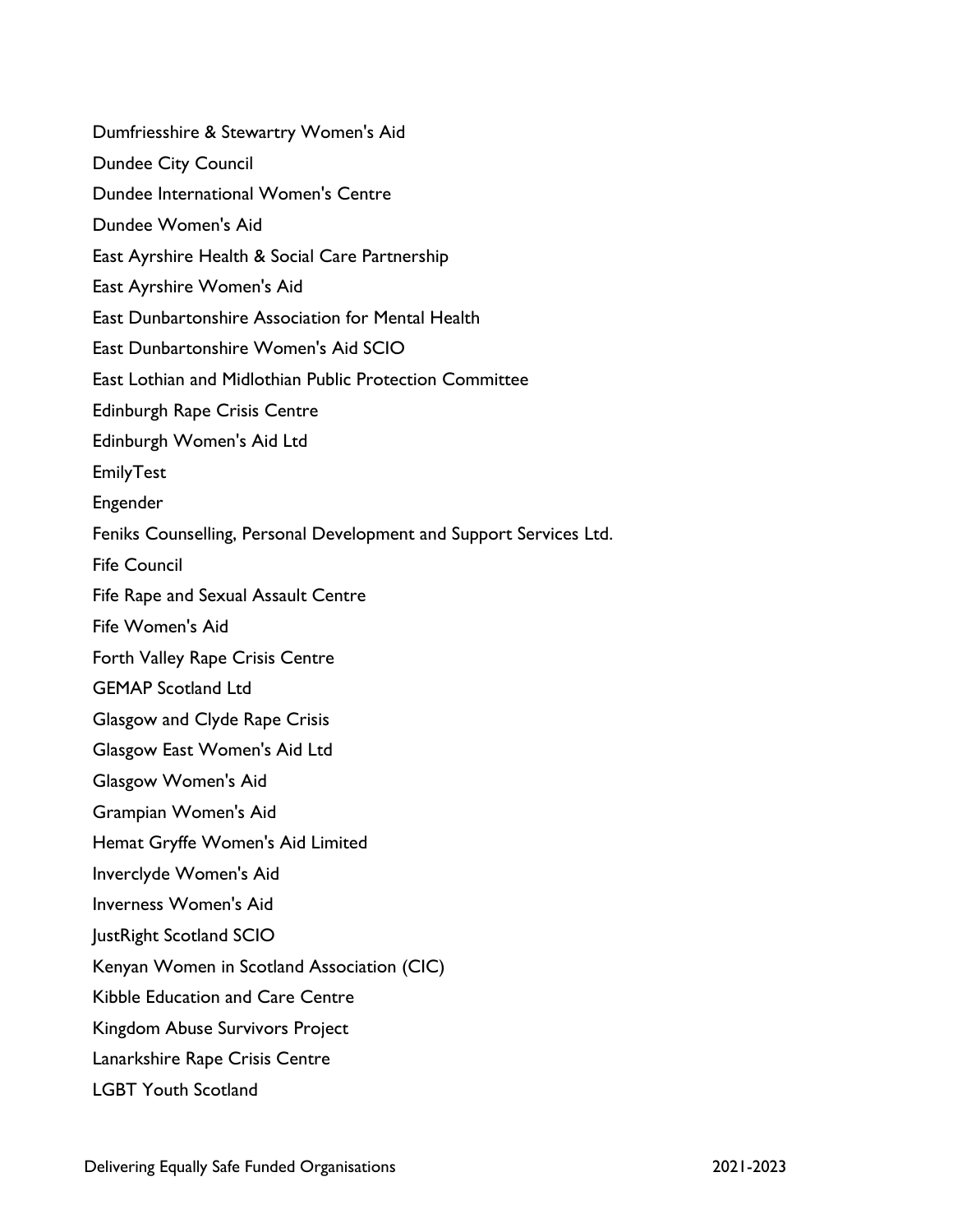Dumfriesshire & Stewartry Women's Aid

Dundee City Council

Dundee International Women's Centre

Dundee Women's Aid

East Ayrshire Health & Social Care Partnership

East Ayrshire Women's Aid

East Dunbartonshire Association for Mental Health

East Dunbartonshire Women's Aid SCIO

East Lothian and Midlothian Public Protection Committee

Edinburgh Rape Crisis Centre

Edinburgh Women's Aid Ltd

EmilyTest

Engender

Feniks Counselling, Personal Development and Support Services Ltd.

Fife Council

Fife Rape and Sexual Assault Centre

Fife Women's Aid

Forth Valley Rape Crisis Centre

GEMAP Scotland Ltd

Glasgow and Clyde Rape Crisis

Glasgow East Women's Aid Ltd

Glasgow Women's Aid

Grampian Women's Aid

Hemat Gryffe Women's Aid Limited

Inverclyde Women's Aid

Inverness Women's Aid

JustRight Scotland SCIO

Kenyan Women in Scotland Association (CIC)

Kibble Education and Care Centre

Kingdom Abuse Survivors Project

Lanarkshire Rape Crisis Centre

LGBT Youth Scotland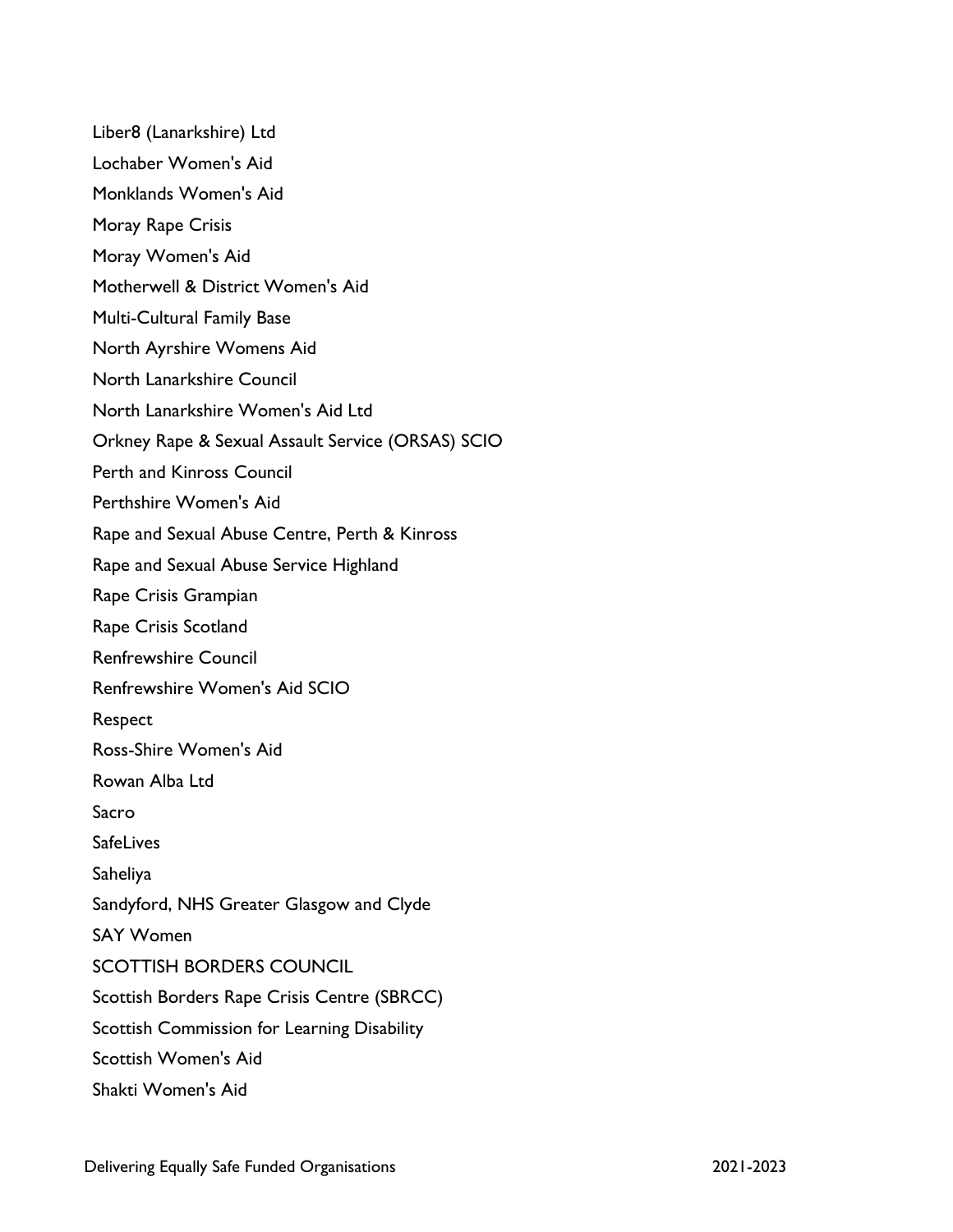Liber8 (Lanarkshire) Ltd

Lochaber Women's Aid

Monklands Women's Aid

Moray Rape Crisis

Moray Women's Aid

Motherwell & District Women's Aid

Multi-Cultural Family Base

North Ayrshire Womens Aid

North Lanarkshire Council

North Lanarkshire Women's Aid Ltd

Orkney Rape & Sexual Assault Service (ORSAS) SCIO

Perth and Kinross Council

Perthshire Women's Aid

Rape and Sexual Abuse Centre, Perth & Kinross

Rape and Sexual Abuse Service Highland

Rape Crisis Grampian

Rape Crisis Scotland

Renfrewshire Council

Renfrewshire Women's Aid SCIO

Respect

Ross-Shire Women's Aid

Rowan Alba Ltd

Sacro

SafeLives

Saheliya

Sandyford, NHS Greater Glasgow and Clyde

SAY Women

SCOTTISH BORDERS COUNCIL

Scottish Borders Rape Crisis Centre (SBRCC)

Scottish Commission for Learning Disability

Scottish Women's Aid

Shakti Women's Aid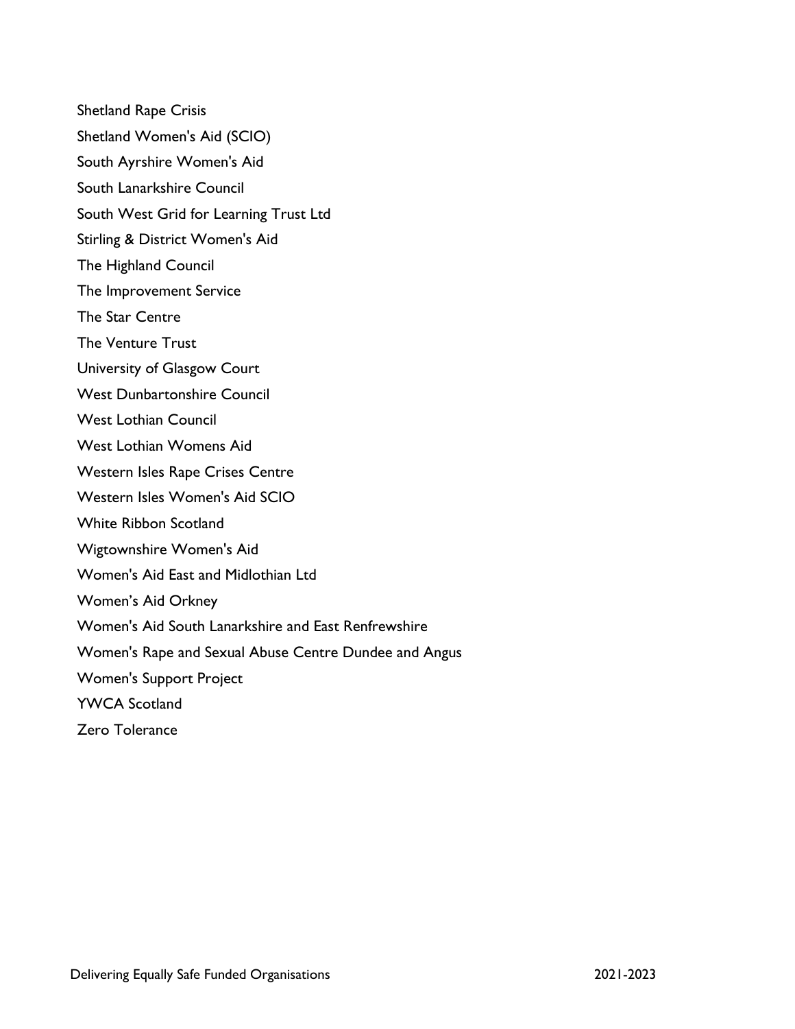Shetland Rape Crisis

Shetland Women's Aid (SCIO)

South Ayrshire Women's Aid

South Lanarkshire Council

South West Grid for Learning Trust Ltd

Stirling & District Women's Aid

The Highland Council

The Improvement Service

The Star Centre

The Venture Trust

University of Glasgow Court

West Dunbartonshire Council

West Lothian Council

West Lothian Womens Aid

Western Isles Rape Crises Centre

Western Isles Women's Aid SCIO

White Ribbon Scotland

Wigtownshire Women's Aid

Women's Aid East and Midlothian Ltd

Women's Aid Orkney

Women's Aid South Lanarkshire and East Renfrewshire

Women's Rape and Sexual Abuse Centre Dundee and Angus

Women's Support Project

YWCA Scotland

Zero Tolerance